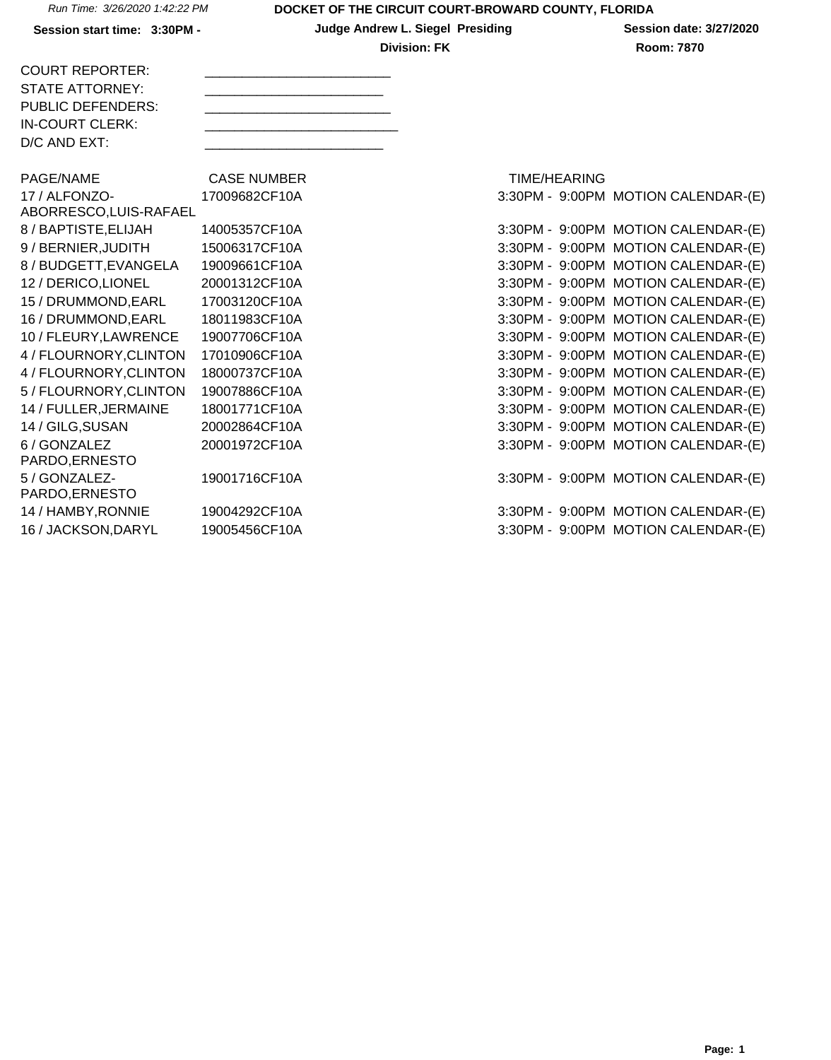Run Time: 3/26/2020 1:42:22 PM

# DOCKET OF THE CIRCUIT COURT-BROWARD COUNTY, FLORIDA

**Session start time: 3:30PM -** **Judge Andrew L. Siegel Presiding** **Session date: 3/27/2020**

**Division: FK** **Room: 7870**

COURT REPORTER: ________________________

STATE ATTORNEY: ________________________

PUBLIC DEFENDERS: ________________________

IN-COURT CLERK: ________________________

D/C AND EXT: ________________________

| PAGE/NAME | CASE NUMBER | TIME/HEARING |
|---|---|---|
| 17 / ALFONZO-ABORRESCO,LUIS-RAFAEL | 17009682CF10A | 3:30PM - 9:00PM MOTION CALENDAR-(E) |
| 8 / BAPTISTE,ELIJAH | 14005357CF10A | 3:30PM - 9:00PM MOTION CALENDAR-(E) |
| 9 / BERNIER,JUDITH | 15006317CF10A | 3:30PM - 9:00PM MOTION CALENDAR-(E) |
| 8 / BUDGETT,EVANGELA | 19009661CF10A | 3:30PM - 9:00PM MOTION CALENDAR-(E) |
| 12 / DERICO,LIONEL | 20001312CF10A | 3:30PM - 9:00PM MOTION CALENDAR-(E) |
| 15 / DRUMMOND,EARL | 17003120CF10A | 3:30PM - 9:00PM MOTION CALENDAR-(E) |
| 16 / DRUMMOND,EARL | 18011983CF10A | 3:30PM - 9:00PM MOTION CALENDAR-(E) |
| 10 / FLEURY,LAWRENCE | 19007706CF10A | 3:30PM - 9:00PM MOTION CALENDAR-(E) |
| 4 / FLOURNORY,CLINTON | 17010906CF10A | 3:30PM - 9:00PM MOTION CALENDAR-(E) |
| 4 / FLOURNORY,CLINTON | 18000737CF10A | 3:30PM - 9:00PM MOTION CALENDAR-(E) |
| 5 / FLOURNORY,CLINTON | 19007886CF10A | 3:30PM - 9:00PM MOTION CALENDAR-(E) |
| 14 / FULLER,JERMAINE | 18001771CF10A | 3:30PM - 9:00PM MOTION CALENDAR-(E) |
| 14 / GILG,SUSAN | 20002864CF10A | 3:30PM - 9:00PM MOTION CALENDAR-(E) |
| 6 / GONZALEZ PARDO,ERNESTO | 20001972CF10A | 3:30PM - 9:00PM MOTION CALENDAR-(E) |
| 5 / GONZALEZ-PARDO,ERNESTO | 19001716CF10A | 3:30PM - 9:00PM MOTION CALENDAR-(E) |
| 14 / HAMBY,RONNIE | 19004292CF10A | 3:30PM - 9:00PM MOTION CALENDAR-(E) |
| 16 / JACKSON,DARYL | 19005456CF10A | 3:30PM - 9:00PM MOTION CALENDAR-(E) |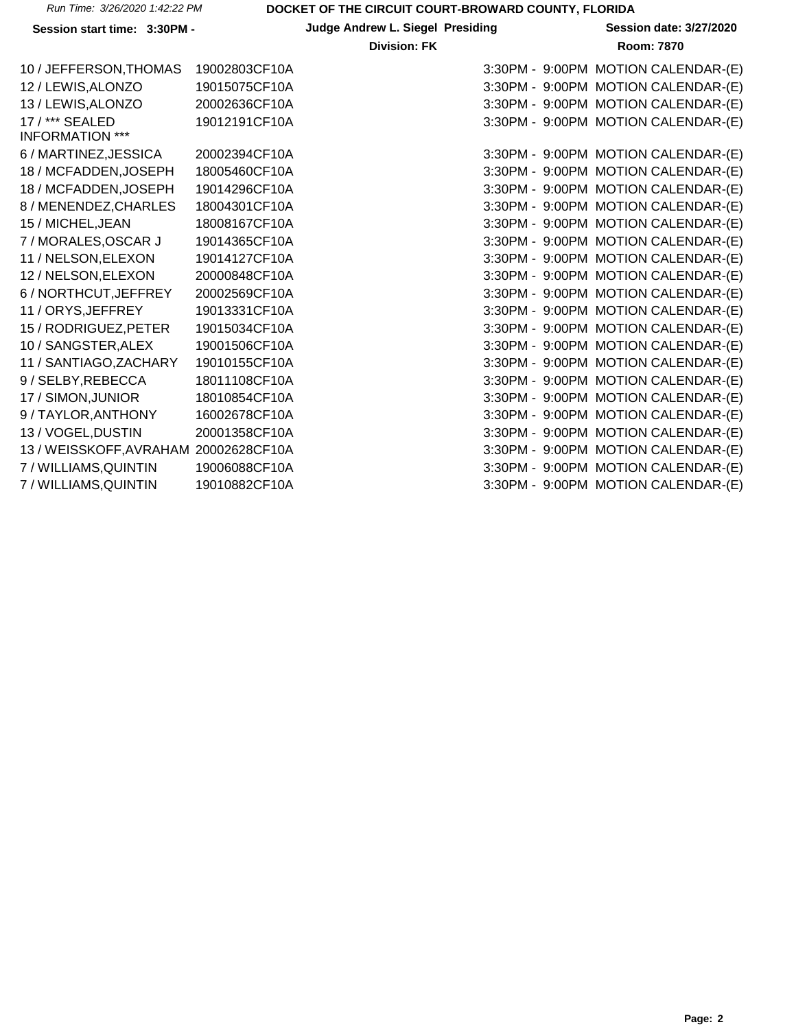Run Time: 3/26/2020 1:42:22 PM

**DOCKET OF THE CIRCUIT COURT-BROWARD COUNTY, FLORIDA**

**Session start time: 3:30PM -** **Judge Andrew L. Siegel Presiding** **Session date: 3/27/2020**

**Division: FK** **Room: 7870**

| | | | |
|---|---|---|---|
| 10 / JEFFERSON,THOMAS | 19002803CF10A | 3:30PM - 9:00PM | MOTION CALENDAR-(E) |
| 12 / LEWIS,ALONZO | 19015075CF10A | 3:30PM - 9:00PM | MOTION CALENDAR-(E) |
| 13 / LEWIS,ALONZO | 20002636CF10A | 3:30PM - 9:00PM | MOTION CALENDAR-(E) |
| 17 / *** SEALED INFORMATION *** | 19012191CF10A | 3:30PM - 9:00PM | MOTION CALENDAR-(E) |
| 6 / MARTINEZ,JESSICA | 20002394CF10A | 3:30PM - 9:00PM | MOTION CALENDAR-(E) |
| 18 / MCFADDEN,JOSEPH | 18005460CF10A | 3:30PM - 9:00PM | MOTION CALENDAR-(E) |
| 18 / MCFADDEN,JOSEPH | 19014296CF10A | 3:30PM - 9:00PM | MOTION CALENDAR-(E) |
| 8 / MENENDEZ,CHARLES | 18004301CF10A | 3:30PM - 9:00PM | MOTION CALENDAR-(E) |
| 15 / MICHEL,JEAN | 18008167CF10A | 3:30PM - 9:00PM | MOTION CALENDAR-(E) |
| 7 / MORALES,OSCAR J | 19014365CF10A | 3:30PM - 9:00PM | MOTION CALENDAR-(E) |
| 11 / NELSON,ELEXON | 19014127CF10A | 3:30PM - 9:00PM | MOTION CALENDAR-(E) |
| 12 / NELSON,ELEXON | 20000848CF10A | 3:30PM - 9:00PM | MOTION CALENDAR-(E) |
| 6 / NORTHCUT,JEFFREY | 20002569CF10A | 3:30PM - 9:00PM | MOTION CALENDAR-(E) |
| 11 / ORYS,JEFFREY | 19013331CF10A | 3:30PM - 9:00PM | MOTION CALENDAR-(E) |
| 15 / RODRIGUEZ,PETER | 19015034CF10A | 3:30PM - 9:00PM | MOTION CALENDAR-(E) |
| 10 / SANGSTER,ALEX | 19001506CF10A | 3:30PM - 9:00PM | MOTION CALENDAR-(E) |
| 11 / SANTIAGO,ZACHARY | 19010155CF10A | 3:30PM - 9:00PM | MOTION CALENDAR-(E) |
| 9 / SELBY,REBECCA | 18011108CF10A | 3:30PM - 9:00PM | MOTION CALENDAR-(E) |
| 17 / SIMON,JUNIOR | 18010854CF10A | 3:30PM - 9:00PM | MOTION CALENDAR-(E) |
| 9 / TAYLOR,ANTHONY | 16002678CF10A | 3:30PM - 9:00PM | MOTION CALENDAR-(E) |
| 13 / VOGEL,DUSTIN | 20001358CF10A | 3:30PM - 9:00PM | MOTION CALENDAR-(E) |
| 13 / WEISSKOFF,AVRAHAM | 20002628CF10A | 3:30PM - 9:00PM | MOTION CALENDAR-(E) |
| 7 / WILLIAMS,QUINTIN | 19006088CF10A | 3:30PM - 9:00PM | MOTION CALENDAR-(E) |
| 7 / WILLIAMS,QUINTIN | 19010882CF10A | 3:30PM - 9:00PM | MOTION CALENDAR-(E) |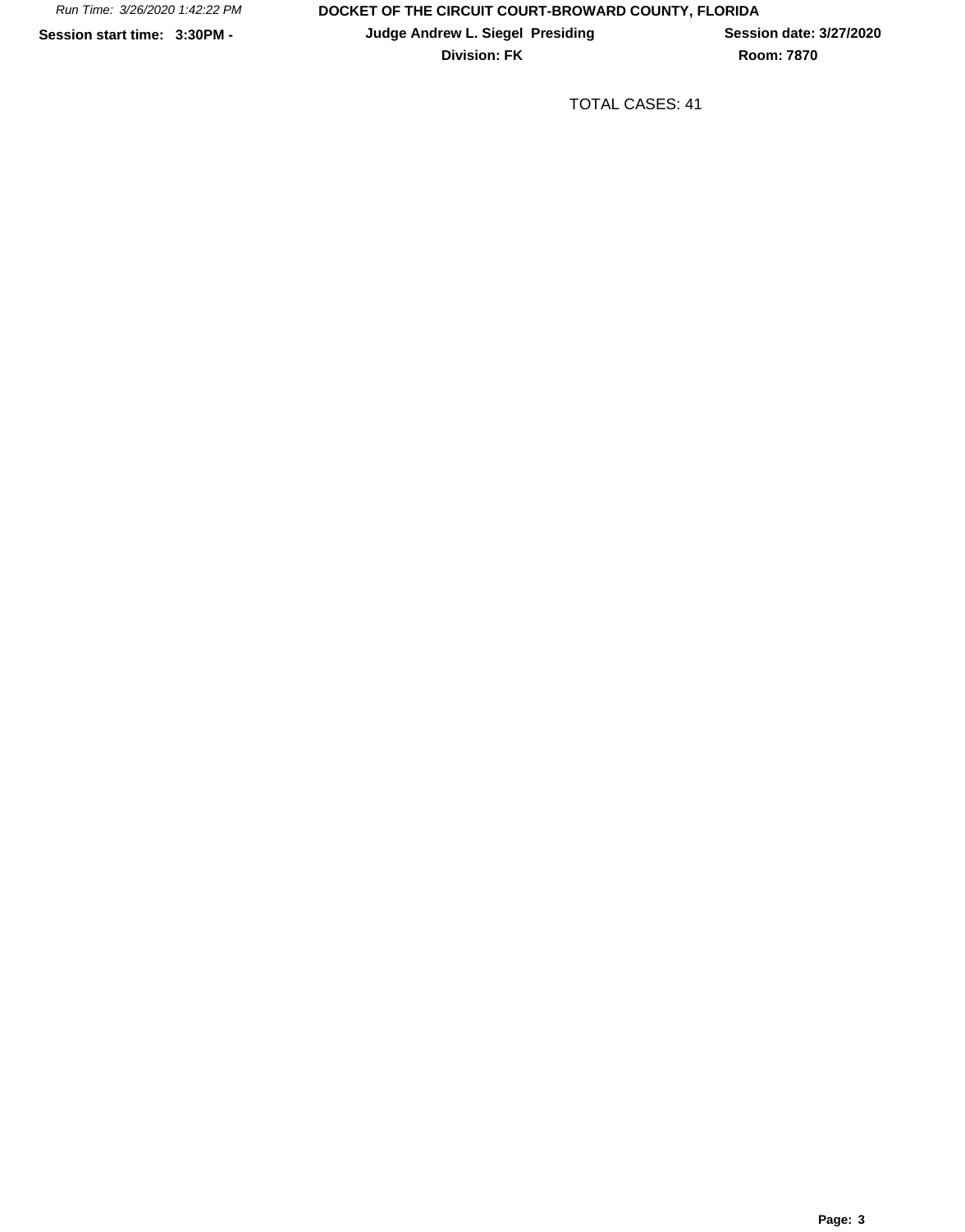*Run Time: 3/26/2020 1:42:22 PM*

**DOCKET OF THE CIRCUIT COURT-BROWARD COUNTY, FLORIDA**

**Session start time: 3:30PM -** **Judge Andrew L. Siegel Presiding** **Session date: 3/27/2020**

**Division: FK** **Room: 7870**

TOTAL CASES: 41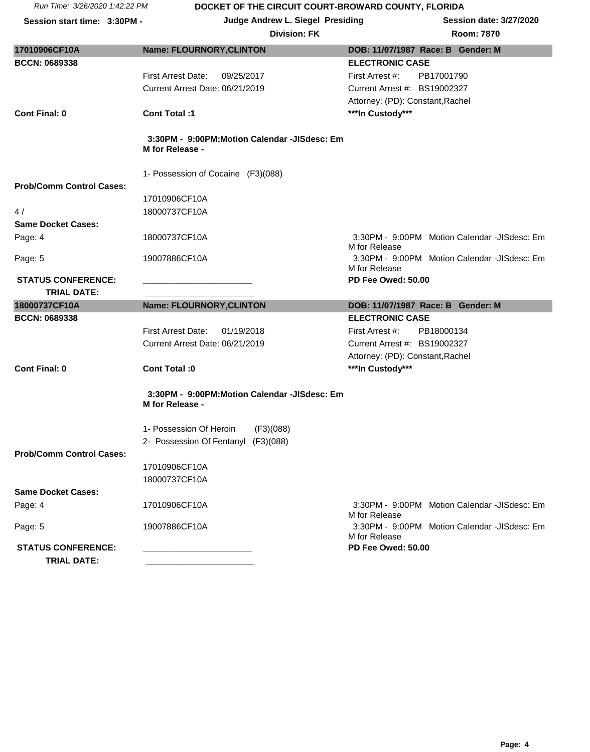DOCKET OF THE CIRCUIT COURT-BROWARD COUNTY, FLORIDA

Run Time: 3/26/2020 1:42:22 PM

Session start time: 3:30PM - | Judge Andrew L. Siegel Presiding | Session date: 3/27/2020

Division: FK | Room: 7870

| **17010906CF10A** | **Name: FLOURNORY,CLINTON** | **DOB: 11/07/1987 Race: B Gender: M** |
|---|---|---|
| **BCCN: 0689338** | | **ELECTRONIC CASE** |
| | First Arrest Date: 09/25/2017 | First Arrest #: PB17001790 |
| | Current Arrest Date: 06/21/2019 | Current Arrest #: BS19002327 |
| | | Attorney: (PD): Constant,Rachel |
| **Cont Final: 0** | **Cont Total :1** | *****In Custody***** |
| | **3:30PM - 9:00PM:Motion Calendar -JISdesc: Em M for Release -** | |
| | 1- Possession of Cocaine (F3)(088) | |
| **Prob/Comm Control Cases:** | | |
| | 17010906CF10A | |
| 4 / | 18000737CF10A | |
| **Same Docket Cases:** | | |
| Page: 4 | 18000737CF10A | 3:30PM - 9:00PM Motion Calendar -JISdesc: Em M for Release |
| Page: 5 | 19007886CF10A | 3:30PM - 9:00PM Motion Calendar -JISdesc: Em M for Release |
| **STATUS CONFERENCE:** | ______________________ | **PD Fee Owed: 50.00** |
| **TRIAL DATE:** | ______________________ | |

| **18000737CF10A** | **Name: FLOURNORY,CLINTON** | **DOB: 11/07/1987 Race: B Gender: M** |
|---|---|---|
| **BCCN: 0689338** | | **ELECTRONIC CASE** |
| | First Arrest Date: 01/19/2018 | First Arrest #: PB18000134 |
| | Current Arrest Date: 06/21/2019 | Current Arrest #: BS19002327 |
| | | Attorney: (PD): Constant,Rachel |
| **Cont Final: 0** | **Cont Total :0** | *****In Custody***** |
| | **3:30PM - 9:00PM:Motion Calendar -JISdesc: Em M for Release -** | |
| | 1- Possession Of Heroin (F3)(088) | |
| | 2- Possession Of Fentanyl (F3)(088) | |
| **Prob/Comm Control Cases:** | | |
| | 17010906CF10A | |
| | 18000737CF10A | |
| **Same Docket Cases:** | | |
| Page: 4 | 17010906CF10A | 3:30PM - 9:00PM Motion Calendar -JISdesc: Em M for Release |
| Page: 5 | 19007886CF10A | 3:30PM - 9:00PM Motion Calendar -JISdesc: Em M for Release |
| **STATUS CONFERENCE:** | ______________________ | **PD Fee Owed: 50.00** |
| **TRIAL DATE:** | ______________________ | |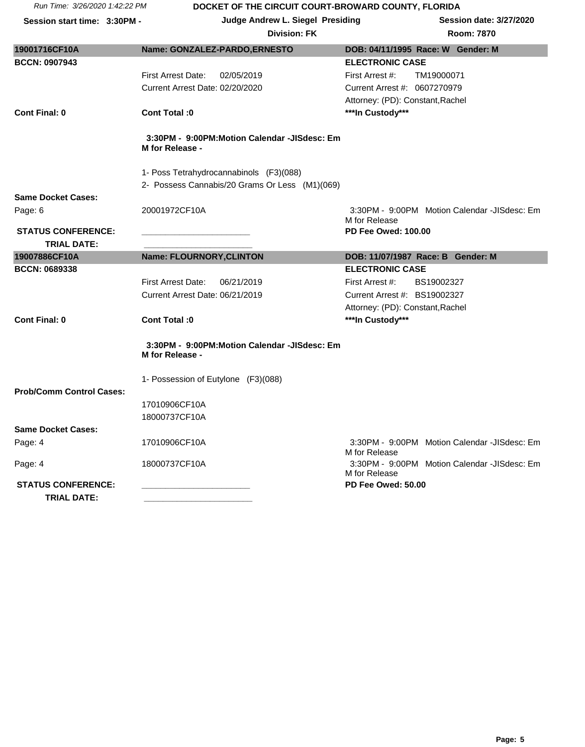Run Time: 3/26/2020 1:42:22 PM

# DOCKET OF THE CIRCUIT COURT-BROWARD COUNTY, FLORIDA

**Session start time: 3:30PM -** | **Judge Andrew L. Siegel Presiding** | **Session date: 3/27/2020**

**Division: FK** | **Room: 7870**

---

**19001716CF10A** | **Name: GONZALEZ-PARDO,ERNESTO** | **DOB: 04/11/1995 Race: W Gender: M**

**BCCN: 0907943** | **ELECTRONIC CASE**

First Arrest Date: 02/05/2019 | First Arrest #: TM19000071

Current Arrest Date: 02/20/2020 | Current Arrest #: 0607270979

Attorney: (PD): Constant,Rachel

**Cont Final: 0** | **Cont Total :0** | **\*\*\*In Custody\*\*\***

**3:30PM - 9:00PM:Motion Calendar -JISdesc: Em M for Release -**

1- Poss Tetrahydrocannabinols (F3)(088)
2- Possess Cannabis/20 Grams Or Less (M1)(069)

**Same Docket Cases:**

Page: 6 | 20001972CF10A | 3:30PM - 9:00PM Motion Calendar -JISdesc: Em M for Release

**STATUS CONFERENCE:** ______________________ | **PD Fee Owed: 100.00**

**TRIAL DATE:** ______________________

---

**19007886CF10A** | **Name: FLOURNORY,CLINTON** | **DOB: 11/07/1987 Race: B Gender: M**

**BCCN: 0689338** | **ELECTRONIC CASE**

First Arrest Date: 06/21/2019 | First Arrest #: BS19002327

Current Arrest Date: 06/21/2019 | Current Arrest #: BS19002327

Attorney: (PD): Constant,Rachel

**Cont Final: 0** | **Cont Total :0** | **\*\*\*In Custody\*\*\***

**3:30PM - 9:00PM:Motion Calendar -JISdesc: Em M for Release -**

1- Possession of Eutylone (F3)(088)

**Prob/Comm Control Cases:**

17010906CF10A
18000737CF10A

**Same Docket Cases:**

Page: 4 | 17010906CF10A | 3:30PM - 9:00PM Motion Calendar -JISdesc: Em M for Release

Page: 4 | 18000737CF10A | 3:30PM - 9:00PM Motion Calendar -JISdesc: Em M for Release

**STATUS CONFERENCE:** ______________________ | **PD Fee Owed: 50.00**

**TRIAL DATE:** ______________________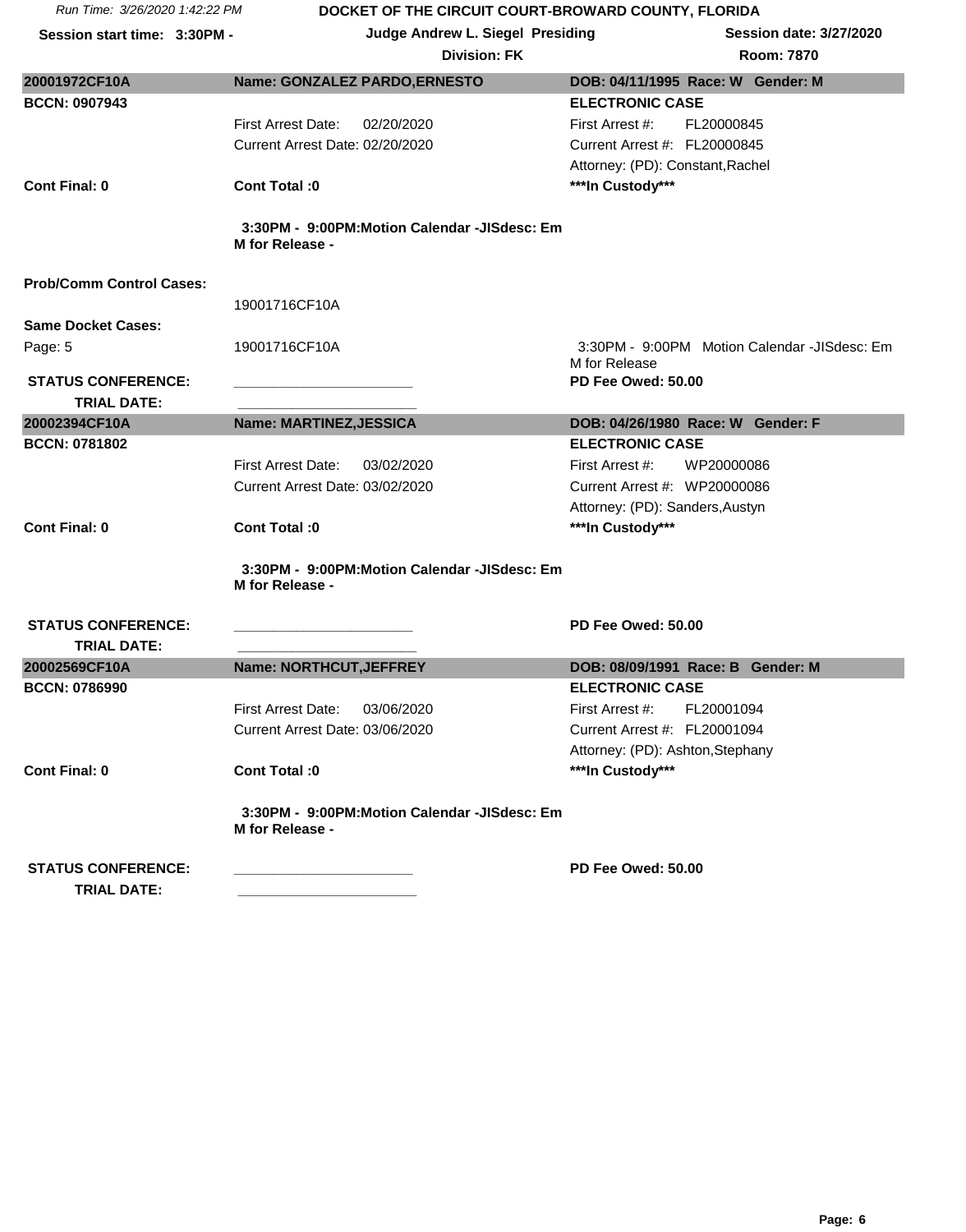Run Time: 3/26/2020 1:42:22 PM

**DOCKET OF THE CIRCUIT COURT-BROWARD COUNTY, FLORIDA**

**Session start time: 3:30PM -** | **Judge Andrew L. Siegel Presiding** | **Session date: 3/27/2020**

**Division: FK** | **Room: 7870**

---

| **20001972CF10A** | **Name: GONZALEZ PARDO,ERNESTO** | **DOB: 04/11/1995 Race: W Gender: M** |
|---|---|---|
| **BCCN: 0907943** | | **ELECTRONIC CASE** |
| | First Arrest Date: 02/20/2020 | First Arrest #: FL20000845 |
| | Current Arrest Date: 02/20/2020 | Current Arrest #: FL20000845 |
| | | Attorney: (PD): Constant,Rachel |
| **Cont Final: 0** | **Cont Total :0** | *****In Custody***** |
| | **3:30PM - 9:00PM:Motion Calendar -JISdesc: Em M for Release -** | |
| **Prob/Comm Control Cases:** | | |
| | 19001716CF10A | |
| **Same Docket Cases:** | | |
| Page: 5 | 19001716CF10A | 3:30PM - 9:00PM Motion Calendar -JISdesc: Em M for Release |
| **STATUS CONFERENCE:** | ______________________ | **PD Fee Owed: 50.00** |
| **TRIAL DATE:** | ______________________ | |

| **20002394CF10A** | **Name: MARTINEZ,JESSICA** | **DOB: 04/26/1980 Race: W Gender: F** |
|---|---|---|
| **BCCN: 0781802** | | **ELECTRONIC CASE** |
| | First Arrest Date: 03/02/2020 | First Arrest #: WP20000086 |
| | Current Arrest Date: 03/02/2020 | Current Arrest #: WP20000086 |
| | | Attorney: (PD): Sanders,Austyn |
| **Cont Final: 0** | **Cont Total :0** | *****In Custody***** |
| | **3:30PM - 9:00PM:Motion Calendar -JISdesc: Em M for Release -** | |
| **STATUS CONFERENCE:** | ______________________ | **PD Fee Owed: 50.00** |
| **TRIAL DATE:** | ______________________ | |

| **20002569CF10A** | **Name: NORTHCUT,JEFFREY** | **DOB: 08/09/1991 Race: B Gender: M** |
|---|---|---|
| **BCCN: 0786990** | | **ELECTRONIC CASE** |
| | First Arrest Date: 03/06/2020 | First Arrest #: FL20001094 |
| | Current Arrest Date: 03/06/2020 | Current Arrest #: FL20001094 |
| | | Attorney: (PD): Ashton,Stephany |
| **Cont Final: 0** | **Cont Total :0** | *****In Custody***** |
| | **3:30PM - 9:00PM:Motion Calendar -JISdesc: Em M for Release -** | |
| **STATUS CONFERENCE:** | ______________________ | **PD Fee Owed: 50.00** |
| **TRIAL DATE:** | ______________________ | |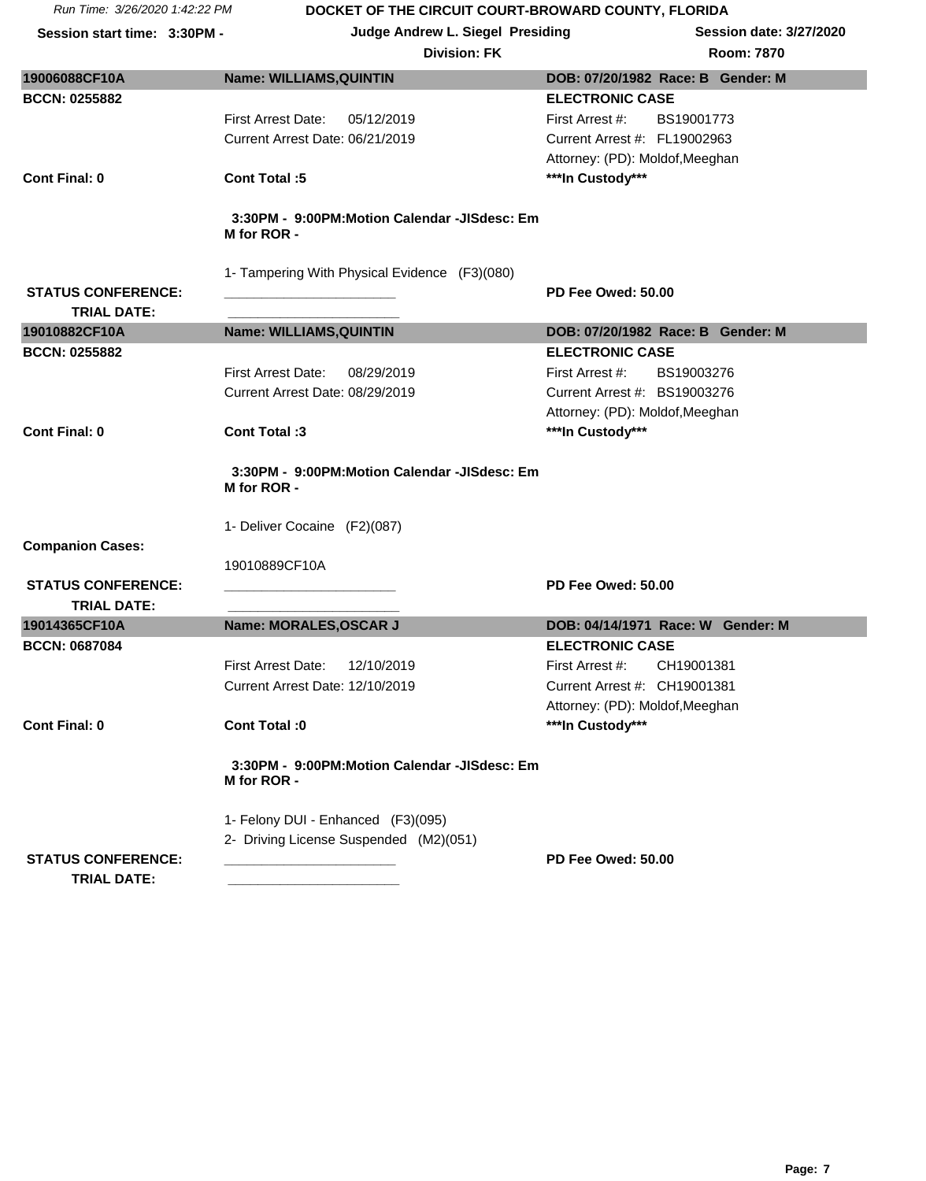Run Time: 3/26/2020 1:42:22 PM

**DOCKET OF THE CIRCUIT COURT-BROWARD COUNTY, FLORIDA**

**Session start time: 3:30PM -** | **Judge Andrew L. Siegel Presiding** | **Session date: 3/27/2020**

**Division: FK** | **Room: 7870**

---

**19006088CF10A** | **Name: WILLIAMS,QUINTIN** | **DOB: 07/20/1982 Race: B Gender: M**

**BCCN: 0255882**

**ELECTRONIC CASE**

First Arrest Date: 05/12/2019 | First Arrest #: BS19001773

Current Arrest Date: 06/21/2019 | Current Arrest #: FL19002963

Attorney: (PD): Moldof,Meeghan

**Cont Final: 0** | **Cont Total :5** | *****In Custody*****

**3:30PM - 9:00PM:Motion Calendar -JISdesc: Em M for ROR -**

1- Tampering With Physical Evidence (F3)(080)

**STATUS CONFERENCE:** ______________________ | **PD Fee Owed: 50.00**

**TRIAL DATE:** ______________________

---

**19010882CF10A** | **Name: WILLIAMS,QUINTIN** | **DOB: 07/20/1982 Race: B Gender: M**

**BCCN: 0255882**

**ELECTRONIC CASE**

First Arrest Date: 08/29/2019 | First Arrest #: BS19003276

Current Arrest Date: 08/29/2019 | Current Arrest #: BS19003276

Attorney: (PD): Moldof,Meeghan

**Cont Final: 0** | **Cont Total :3** | *****In Custody*****

**3:30PM - 9:00PM:Motion Calendar -JISdesc: Em M for ROR -**

1- Deliver Cocaine (F2)(087)

**Companion Cases:**

19010889CF10A

**STATUS CONFERENCE:** ______________________ | **PD Fee Owed: 50.00**

**TRIAL DATE:** ______________________

---

**19014365CF10A** | **Name: MORALES,OSCAR J** | **DOB: 04/14/1971 Race: W Gender: M**

**BCCN: 0687084**

**ELECTRONIC CASE**

First Arrest Date: 12/10/2019 | First Arrest #: CH19001381

Current Arrest Date: 12/10/2019 | Current Arrest #: CH19001381

Attorney: (PD): Moldof,Meeghan

**Cont Final: 0** | **Cont Total :0** | *****In Custody*****

**3:30PM - 9:00PM:Motion Calendar -JISdesc: Em M for ROR -**

1- Felony DUI - Enhanced (F3)(095)

2- Driving License Suspended (M2)(051)

**STATUS CONFERENCE:** ______________________ | **PD Fee Owed: 50.00**

**TRIAL DATE:** ______________________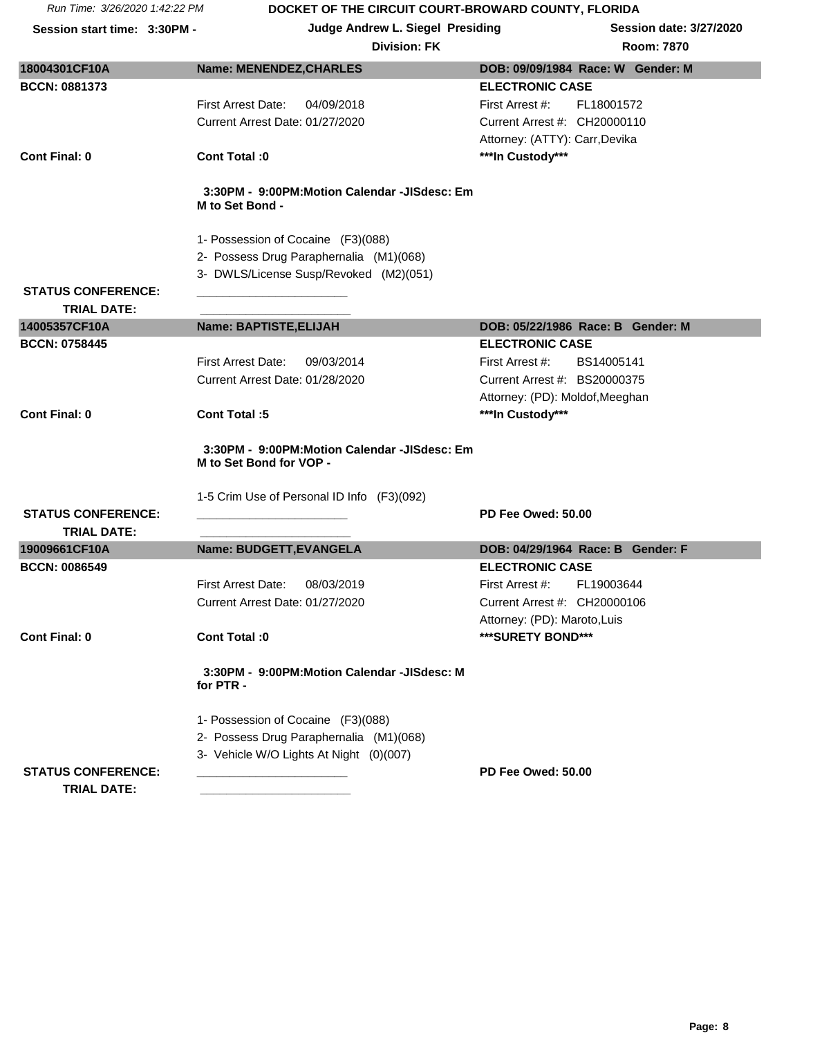Run Time: 3/26/2020 1:42:22 PM

**DOCKET OF THE CIRCUIT COURT-BROWARD COUNTY, FLORIDA**

**Session start time: 3:30PM -** | **Judge Andrew L. Siegel Presiding** | **Session date: 3/27/2020**

**Division: FK** | **Room: 7870**

---

**18004301CF10A** | **Name: MENENDEZ,CHARLES** | **DOB: 09/09/1984 Race: W Gender: M**

**BCCN: 0881373** | **ELECTRONIC CASE**

First Arrest Date: 04/09/2018 | First Arrest #: FL18001572

Current Arrest Date: 01/27/2020 | Current Arrest #: CH20000110

Attorney: (ATTY): Carr,Devika

**Cont Final: 0** | **Cont Total :0** | **\*\*\*In Custody\*\*\***

**3:30PM - 9:00PM:Motion Calendar -JISdesc: Em M to Set Bond -**

1- Possession of Cocaine (F3)(088)
2- Possess Drug Paraphernalia (M1)(068)
3- DWLS/License Susp/Revoked (M2)(051)

**STATUS CONFERENCE:** ______________________

**TRIAL DATE:** ______________________

---

**14005357CF10A** | **Name: BAPTISTE,ELIJAH** | **DOB: 05/22/1986 Race: B Gender: M**

**BCCN: 0758445** | **ELECTRONIC CASE**

First Arrest Date: 09/03/2014 | First Arrest #: BS14005141

Current Arrest Date: 01/28/2020 | Current Arrest #: BS20000375

Attorney: (PD): Moldof,Meeghan

**Cont Final: 0** | **Cont Total :5** | **\*\*\*In Custody\*\*\***

**3:30PM - 9:00PM:Motion Calendar -JISdesc: Em M to Set Bond for VOP -**

1-5 Crim Use of Personal ID Info (F3)(092)

**STATUS CONFERENCE:** ______________________ | **PD Fee Owed: 50.00**

**TRIAL DATE:** ______________________

---

**19009661CF10A** | **Name: BUDGETT,EVANGELA** | **DOB: 04/29/1964 Race: B Gender: F**

**BCCN: 0086549** | **ELECTRONIC CASE**

First Arrest Date: 08/03/2019 | First Arrest #: FL19003644

Current Arrest Date: 01/27/2020 | Current Arrest #: CH20000106

Attorney: (PD): Maroto,Luis

**Cont Final: 0** | **Cont Total :0** | **\*\*\*SURETY BOND\*\*\***

**3:30PM - 9:00PM:Motion Calendar -JISdesc: M for PTR -**

1- Possession of Cocaine (F3)(088)
2- Possess Drug Paraphernalia (M1)(068)
3- Vehicle W/O Lights At Night (0)(007)

**STATUS CONFERENCE:** ______________________ | **PD Fee Owed: 50.00**

**TRIAL DATE:** ______________________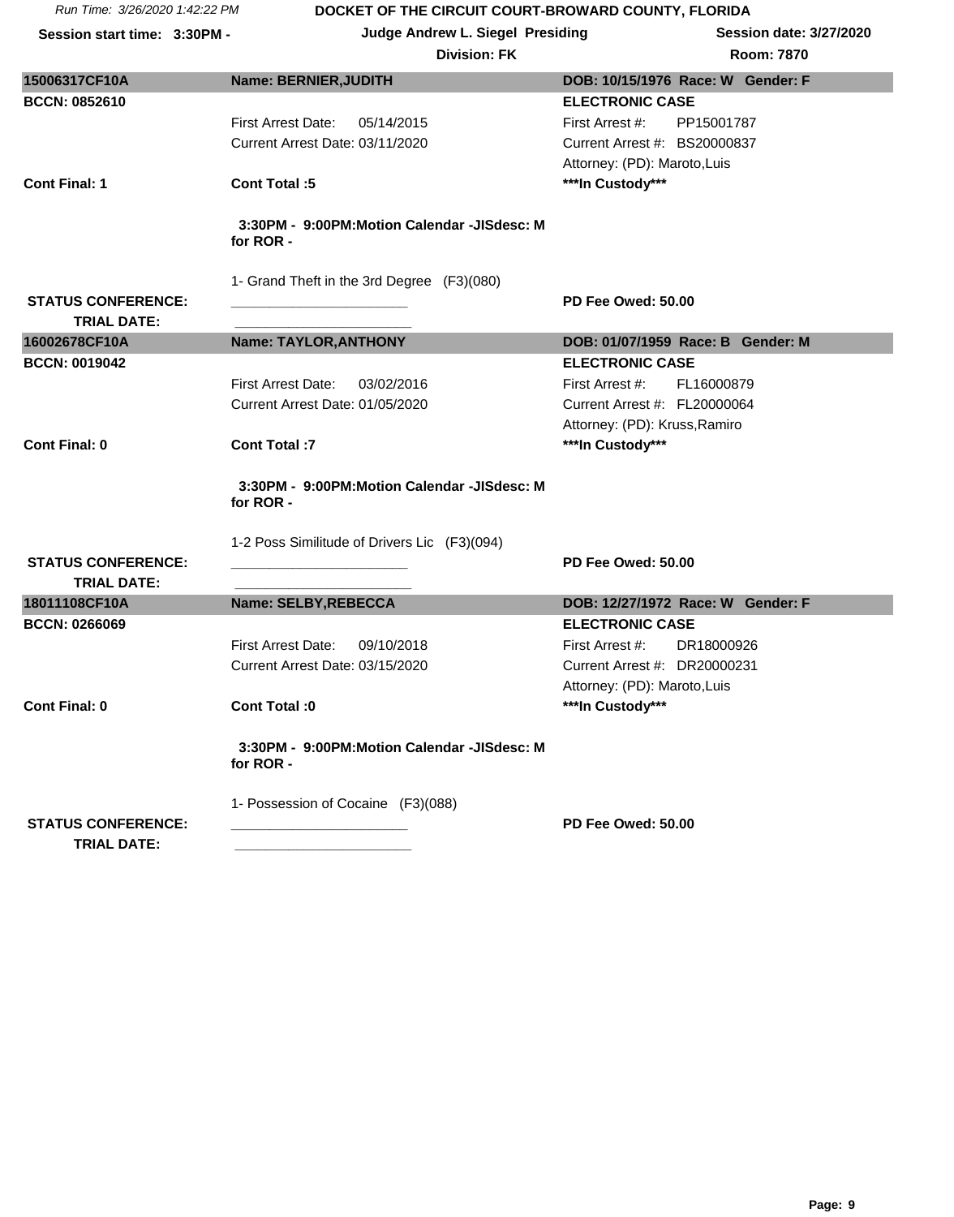Run Time: 3/26/2020 1:42:22 PM

**DOCKET OF THE CIRCUIT COURT-BROWARD COUNTY, FLORIDA**

**Session start time: 3:30PM -** **Judge Andrew L. Siegel Presiding** **Session date: 3/27/2020**

**Division: FK** **Room: 7870**

---

**15006317CF10A** **Name: BERNIER,JUDITH** **DOB: 10/15/1976 Race: W Gender: F**

**BCCN: 0852610** **ELECTRONIC CASE**

First Arrest Date: 05/14/2015 First Arrest #: PP15001787

Current Arrest Date: 03/11/2020 Current Arrest #: BS20000837

Attorney: (PD): Maroto,Luis

**Cont Final: 1** **Cont Total :5** *****In Custody*****

**3:30PM - 9:00PM:Motion Calendar -JISdesc: M for ROR -**

1- Grand Theft in the 3rd Degree (F3)(080)

**STATUS CONFERENCE:** ______________________ **PD Fee Owed: 50.00**

**TRIAL DATE:** ______________________

---

**16002678CF10A** **Name: TAYLOR,ANTHONY** **DOB: 01/07/1959 Race: B Gender: M**

**BCCN: 0019042** **ELECTRONIC CASE**

First Arrest Date: 03/02/2016 First Arrest #: FL16000879

Current Arrest Date: 01/05/2020 Current Arrest #: FL20000064

Attorney: (PD): Kruss,Ramiro

**Cont Final: 0** **Cont Total :7** *****In Custody*****

**3:30PM - 9:00PM:Motion Calendar -JISdesc: M for ROR -**

1-2 Poss Similitude of Drivers Lic (F3)(094)

**STATUS CONFERENCE:** ______________________ **PD Fee Owed: 50.00**

**TRIAL DATE:** ______________________

---

**18011108CF10A** **Name: SELBY,REBECCA** **DOB: 12/27/1972 Race: W Gender: F**

**BCCN: 0266069** **ELECTRONIC CASE**

First Arrest Date: 09/10/2018 First Arrest #: DR18000926

Current Arrest Date: 03/15/2020 Current Arrest #: DR20000231

Attorney: (PD): Maroto,Luis

**Cont Final: 0** **Cont Total :0** *****In Custody*****

**3:30PM - 9:00PM:Motion Calendar -JISdesc: M for ROR -**

1- Possession of Cocaine (F3)(088)

**STATUS CONFERENCE:** ______________________ **PD Fee Owed: 50.00**

**TRIAL DATE:** ______________________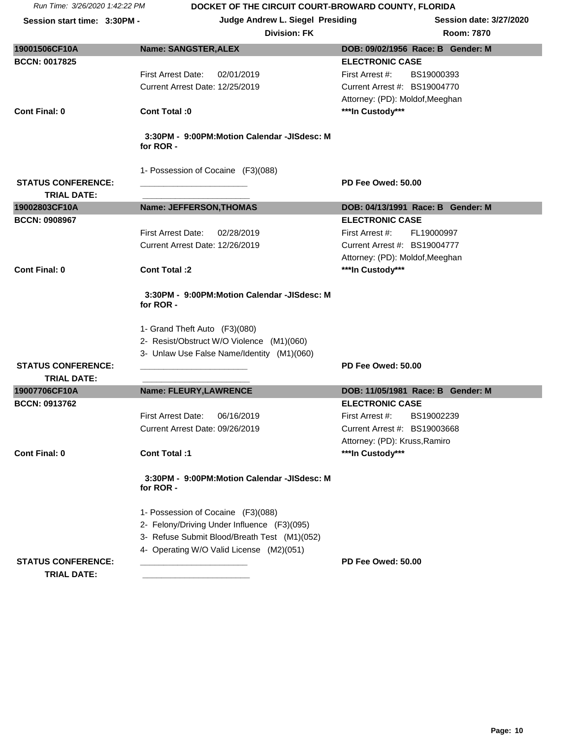Run Time: 3/26/2020 1:42:22 PM

**DOCKET OF THE CIRCUIT COURT-BROWARD COUNTY, FLORIDA**

**Session start time: 3:30PM -** **Judge Andrew L. Siegel Presiding** **Session date: 3/27/2020**

**Division: FK** **Room: 7870**

---

**19001506CF10A** | **Name: SANGSTER,ALEX** | **DOB: 09/02/1956 Race: B Gender: M**

**BCCN: 0017825**

**ELECTRONIC CASE**

First Arrest Date: 02/01/2019 | First Arrest #: BS19000393

Current Arrest Date: 12/25/2019 | Current Arrest #: BS19004770

Attorney: (PD): Moldof,Meeghan

**Cont Final: 0** | **Cont Total :0** | **\*\*\*In Custody\*\*\***

**3:30PM - 9:00PM:Motion Calendar -JISdesc: M for ROR -**

1- Possession of Cocaine (F3)(088)

**STATUS CONFERENCE:** ______________________ **PD Fee Owed: 50.00**

**TRIAL DATE:** ______________________

---

**19002803CF10A** | **Name: JEFFERSON,THOMAS** | **DOB: 04/13/1991 Race: B Gender: M**

**BCCN: 0908967**

**ELECTRONIC CASE**

First Arrest Date: 02/28/2019 | First Arrest #: FL19000997

Current Arrest Date: 12/26/2019 | Current Arrest #: BS19004777

Attorney: (PD): Moldof,Meeghan

**Cont Final: 0** | **Cont Total :2** | **\*\*\*In Custody\*\*\***

**3:30PM - 9:00PM:Motion Calendar -JISdesc: M for ROR -**

1- Grand Theft Auto (F3)(080)
2- Resist/Obstruct W/O Violence (M1)(060)
3- Unlaw Use False Name/Identity (M1)(060)

**STATUS CONFERENCE:** ______________________ **PD Fee Owed: 50.00**

**TRIAL DATE:** ______________________

---

**19007706CF10A** | **Name: FLEURY,LAWRENCE** | **DOB: 11/05/1981 Race: B Gender: M**

**BCCN: 0913762**

**ELECTRONIC CASE**

First Arrest Date: 06/16/2019 | First Arrest #: BS19002239

Current Arrest Date: 09/26/2019 | Current Arrest #: BS19003668

Attorney: (PD): Kruss,Ramiro

**Cont Final: 0** | **Cont Total :1** | **\*\*\*In Custody\*\*\***

**3:30PM - 9:00PM:Motion Calendar -JISdesc: M for ROR -**

1- Possession of Cocaine (F3)(088)
2- Felony/Driving Under Influence (F3)(095)
3- Refuse Submit Blood/Breath Test (M1)(052)
4- Operating W/O Valid License (M2)(051)

**STATUS CONFERENCE:** ______________________ **PD Fee Owed: 50.00**

**TRIAL DATE:** ______________________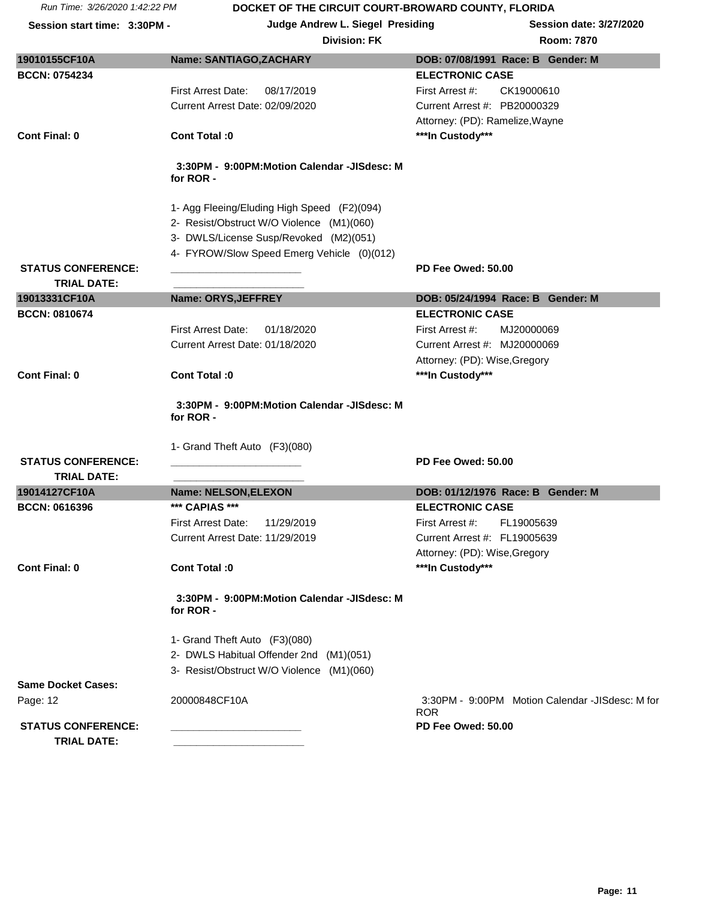Run Time: 3/26/2020 1:42:22 PM

**DOCKET OF THE CIRCUIT COURT-BROWARD COUNTY, FLORIDA**

**Session start time: 3:30PM -** | **Judge Andrew L. Siegel Presiding** | **Session date: 3/27/2020**

**Division: FK** | **Room: 7870**

---

**19010155CF10A** | **Name: SANTIAGO,ZACHARY** | **DOB: 07/08/1991 Race: B Gender: M**

**BCCN: 0754234** | **ELECTRONIC CASE**

First Arrest Date: 08/17/2019 | First Arrest #: CK19000610

Current Arrest Date: 02/09/2020 | Current Arrest #: PB20000329

Attorney: (PD): Ramelize,Wayne

**Cont Final: 0** | **Cont Total :0** | *****In Custody*****

**3:30PM - 9:00PM:Motion Calendar -JISdesc: M for ROR -**

1- Agg Fleeing/Eluding High Speed (F2)(094)
2- Resist/Obstruct W/O Violence (M1)(060)
3- DWLS/License Susp/Revoked (M2)(051)
4- FYROW/Slow Speed Emerg Vehicle (0)(012)

**STATUS CONFERENCE:** \_\_\_\_\_\_\_\_\_\_\_\_\_\_\_\_\_\_\_\_\_\_ | **PD Fee Owed: 50.00**

**TRIAL DATE:** \_\_\_\_\_\_\_\_\_\_\_\_\_\_\_\_\_\_\_\_\_\_

---

**19013331CF10A** | **Name: ORYS,JEFFREY** | **DOB: 05/24/1994 Race: B Gender: M**

**BCCN: 0810674** | **ELECTRONIC CASE**

First Arrest Date: 01/18/2020 | First Arrest #: MJ20000069

Current Arrest Date: 01/18/2020 | Current Arrest #: MJ20000069

Attorney: (PD): Wise,Gregory

**Cont Final: 0** | **Cont Total :0** | *****In Custody*****

**3:30PM - 9:00PM:Motion Calendar -JISdesc: M for ROR -**

1- Grand Theft Auto (F3)(080)

**STATUS CONFERENCE:** \_\_\_\_\_\_\_\_\_\_\_\_\_\_\_\_\_\_\_\_\_\_ | **PD Fee Owed: 50.00**

**TRIAL DATE:** \_\_\_\_\_\_\_\_\_\_\_\_\_\_\_\_\_\_\_\_\_\_

---

**19014127CF10A** | **Name: NELSON,ELEXON** | **DOB: 01/12/1976 Race: B Gender: M**

**BCCN: 0616396** | ***** CAPIAS ***** | **ELECTRONIC CASE**

First Arrest Date: 11/29/2019 | First Arrest #: FL19005639

Current Arrest Date: 11/29/2019 | Current Arrest #: FL19005639

Attorney: (PD): Wise,Gregory

**Cont Final: 0** | **Cont Total :0** | *****In Custody*****

**3:30PM - 9:00PM:Motion Calendar -JISdesc: M for ROR -**

1- Grand Theft Auto (F3)(080)
2- DWLS Habitual Offender 2nd (M1)(051)
3- Resist/Obstruct W/O Violence (M1)(060)

**Same Docket Cases:**

Page: 12 | 20000848CF10A | 3:30PM - 9:00PM Motion Calendar -JISdesc: M for ROR

**STATUS CONFERENCE:** \_\_\_\_\_\_\_\_\_\_\_\_\_\_\_\_\_\_\_\_\_\_ | **PD Fee Owed: 50.00**

**TRIAL DATE:** \_\_\_\_\_\_\_\_\_\_\_\_\_\_\_\_\_\_\_\_\_\_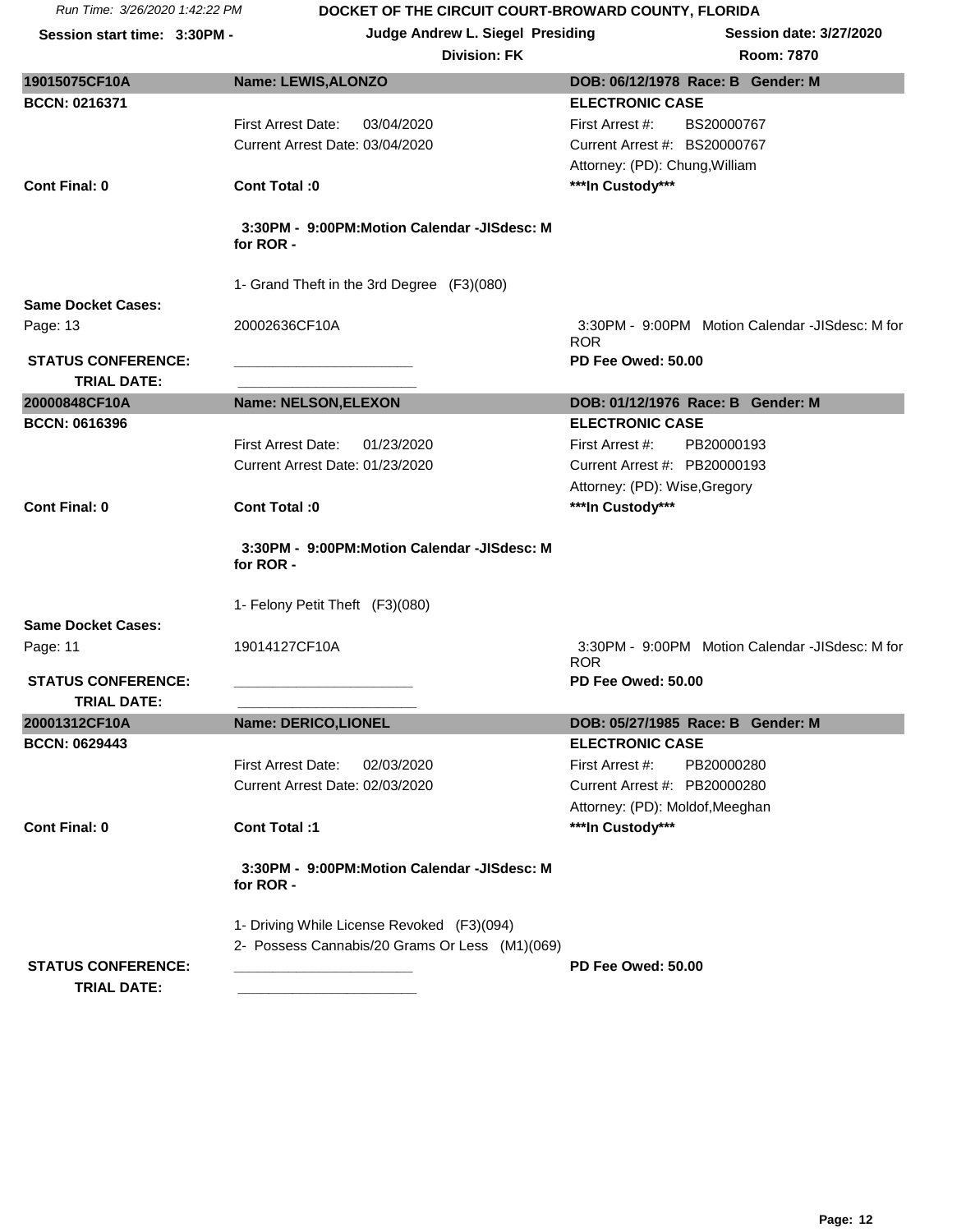Run Time: 3/26/2020 1:42:22 PM

**DOCKET OF THE CIRCUIT COURT-BROWARD COUNTY, FLORIDA**

**Session start time: 3:30PM -** | **Judge Andrew L. Siegel Presiding** | **Session date: 3/27/2020**

**Division: FK** | **Room: 7870**

---

**19015075CF10A** | **Name: LEWIS,ALONZO** | **DOB: 06/12/1978 Race: B Gender: M**

**BCCN: 0216371** | **ELECTRONIC CASE**

First Arrest Date: 03/04/2020 | First Arrest #: BS20000767

Current Arrest Date: 03/04/2020 | Current Arrest #: BS20000767

Attorney: (PD): Chung,William

**Cont Final: 0** | **Cont Total :0** | *****In Custody*****

**3:30PM - 9:00PM:Motion Calendar -JISdesc: M for ROR -**

1- Grand Theft in the 3rd Degree (F3)(080)

**Same Docket Cases:**

Page: 13 | 20002636CF10A | 3:30PM - 9:00PM Motion Calendar -JISdesc: M for ROR

**STATUS CONFERENCE:** ______________________ **PD Fee Owed: 50.00**

**TRIAL DATE:** ______________________

---

**20000848CF10A** | **Name: NELSON,ELEXON** | **DOB: 01/12/1976 Race: B Gender: M**

**BCCN: 0616396** | **ELECTRONIC CASE**

First Arrest Date: 01/23/2020 | First Arrest #: PB20000193

Current Arrest Date: 01/23/2020 | Current Arrest #: PB20000193

Attorney: (PD): Wise,Gregory

**Cont Final: 0** | **Cont Total :0** | *****In Custody*****

**3:30PM - 9:00PM:Motion Calendar -JISdesc: M for ROR -**

1- Felony Petit Theft (F3)(080)

**Same Docket Cases:**

Page: 11 | 19014127CF10A | 3:30PM - 9:00PM Motion Calendar -JISdesc: M for ROR

**STATUS CONFERENCE:** ______________________ **PD Fee Owed: 50.00**

**TRIAL DATE:** ______________________

---

**20001312CF10A** | **Name: DERICO,LIONEL** | **DOB: 05/27/1985 Race: B Gender: M**

**BCCN: 0629443** | **ELECTRONIC CASE**

First Arrest Date: 02/03/2020 | First Arrest #: PB20000280

Current Arrest Date: 02/03/2020 | Current Arrest #: PB20000280

Attorney: (PD): Moldof,Meeghan

**Cont Final: 0** | **Cont Total :1** | *****In Custody*****

**3:30PM - 9:00PM:Motion Calendar -JISdesc: M for ROR -**

1- Driving While License Revoked (F3)(094)

2- Possess Cannabis/20 Grams Or Less (M1)(069)

**STATUS CONFERENCE:** ______________________ **PD Fee Owed: 50.00**

**TRIAL DATE:** ______________________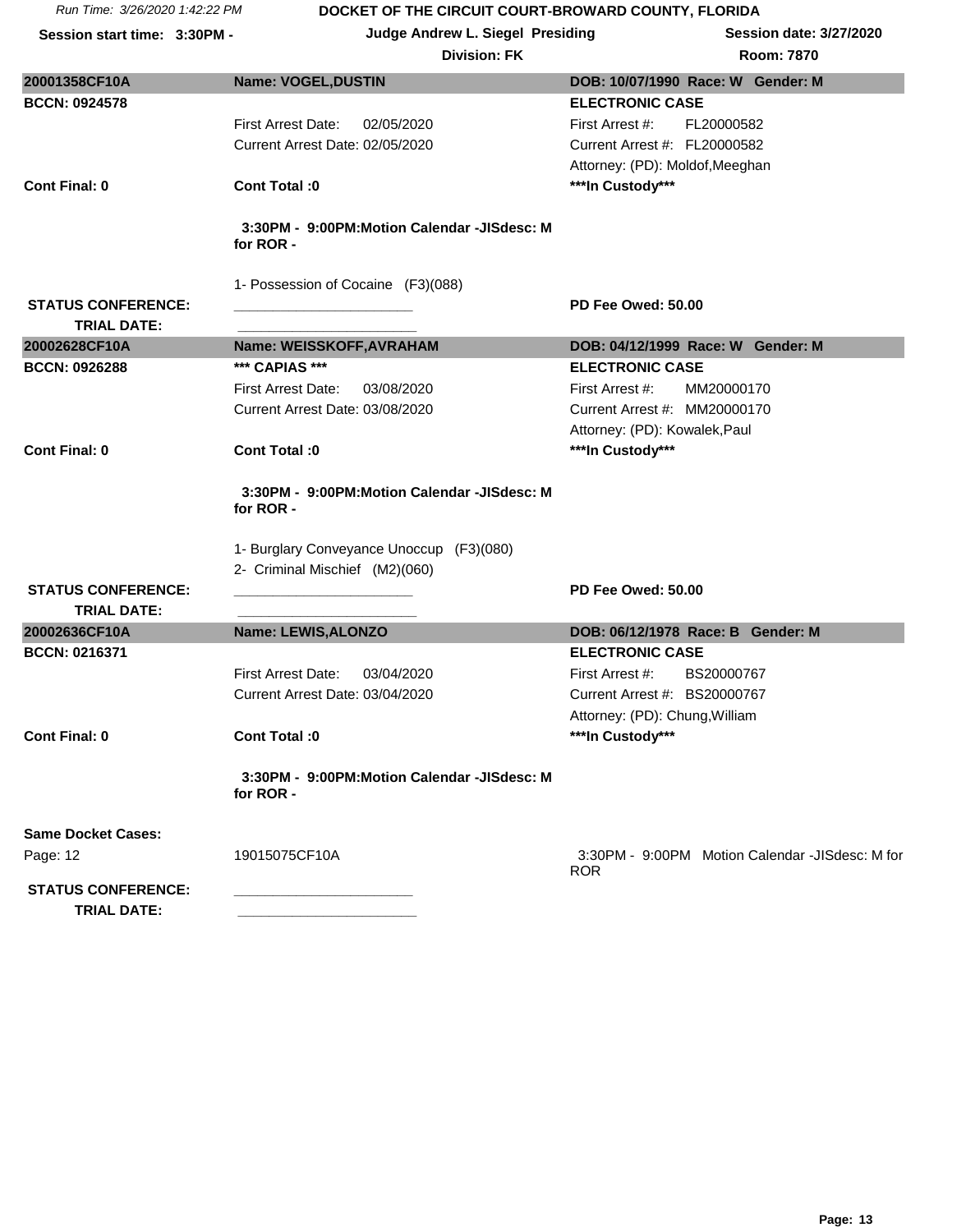Run Time: 3/26/2020 1:42:22 PM

**DOCKET OF THE CIRCUIT COURT-BROWARD COUNTY, FLORIDA**

**Session start time: 3:30PM -** | **Judge Andrew L. Siegel Presiding** | **Session date: 3/27/2020**

**Division: FK** | **Room: 7870**

---

**20001358CF10A** | **Name: VOGEL,DUSTIN** | **DOB: 10/07/1990 Race: W Gender: M**

**BCCN: 0924578**

**ELECTRONIC CASE**

First Arrest Date: 02/05/2020 | First Arrest #: FL20000582

Current Arrest Date: 02/05/2020 | Current Arrest #: FL20000582

Attorney: (PD): Moldof,Meeghan

**Cont Final: 0** | **Cont Total :0** | *****In Custody*****

**3:30PM - 9:00PM:Motion Calendar -JISdesc: M for ROR -**

1- Possession of Cocaine (F3)(088)

**STATUS CONFERENCE:** ______________________ | **PD Fee Owed: 50.00**

**TRIAL DATE:** ______________________

---

**20002628CF10A** | **Name: WEISSKOFF,AVRAHAM** | **DOB: 04/12/1999 Race: W Gender: M**

**BCCN: 0926288** | *** CAPIAS ***

**ELECTRONIC CASE**

First Arrest Date: 03/08/2020 | First Arrest #: MM20000170

Current Arrest Date: 03/08/2020 | Current Arrest #: MM20000170

Attorney: (PD): Kowalek,Paul

**Cont Final: 0** | **Cont Total :0** | *****In Custody*****

**3:30PM - 9:00PM:Motion Calendar -JISdesc: M for ROR -**

1- Burglary Conveyance Unoccup (F3)(080)

2- Criminal Mischief (M2)(060)

**STATUS CONFERENCE:** ______________________ | **PD Fee Owed: 50.00**

**TRIAL DATE:** ______________________

---

**20002636CF10A** | **Name: LEWIS,ALONZO** | **DOB: 06/12/1978 Race: B Gender: M**

**BCCN: 0216371**

**ELECTRONIC CASE**

First Arrest Date: 03/04/2020 | First Arrest #: BS20000767

Current Arrest Date: 03/04/2020 | Current Arrest #: BS20000767

Attorney: (PD): Chung,William

**Cont Final: 0** | **Cont Total :0** | *****In Custody*****

**3:30PM - 9:00PM:Motion Calendar -JISdesc: M for ROR -**

**Same Docket Cases:**

Page: 12 | 19015075CF10A | 3:30PM - 9:00PM Motion Calendar -JISdesc: M for ROR

**STATUS CONFERENCE:** ______________________

**TRIAL DATE:** ______________________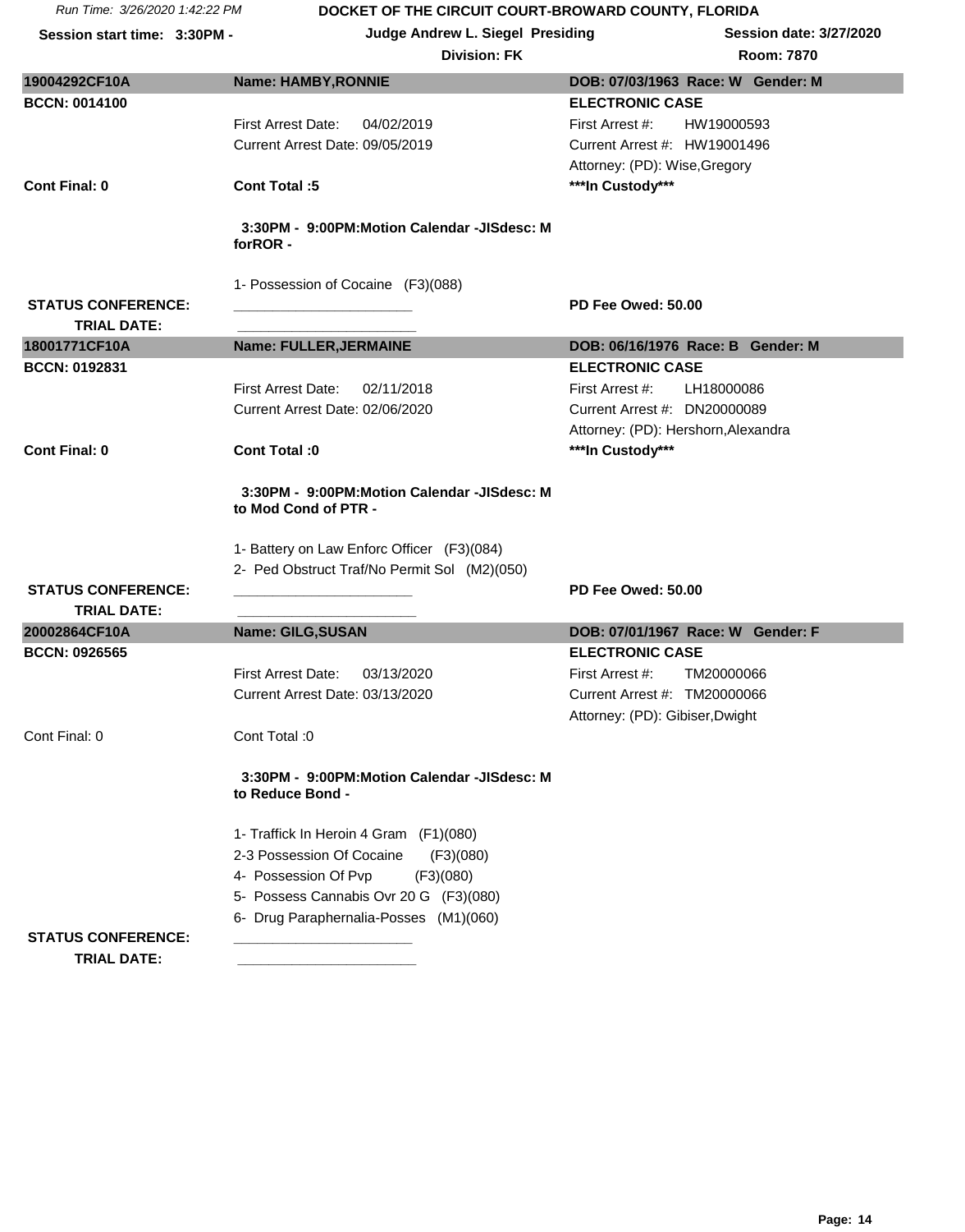Run Time: 3/26/2020 1:42:22 PM

**DOCKET OF THE CIRCUIT COURT-BROWARD COUNTY, FLORIDA**

**Session start time: 3:30PM -** | **Judge Andrew L. Siegel Presiding** | **Session date: 3/27/2020**

**Division: FK** | **Room: 7870**

---

**19004292CF10A** | **Name: HAMBY,RONNIE** | **DOB: 07/03/1963 Race: W Gender: M**

**BCCN: 0014100** | **ELECTRONIC CASE**

First Arrest Date: 04/02/2019 | First Arrest #: HW19000593

Current Arrest Date: 09/05/2019 | Current Arrest #: HW19001496

Attorney: (PD): Wise,Gregory

**Cont Final: 0** | **Cont Total :5** | **\*\*\*In Custody\*\*\***

**3:30PM - 9:00PM:Motion Calendar -JISdesc: M forROR -**

1- Possession of Cocaine (F3)(088)

**STATUS CONFERENCE:** ______________________ **PD Fee Owed: 50.00**

**TRIAL DATE:** ______________________

---

**18001771CF10A** | **Name: FULLER,JERMAINE** | **DOB: 06/16/1976 Race: B Gender: M**

**BCCN: 0192831** | **ELECTRONIC CASE**

First Arrest Date: 02/11/2018 | First Arrest #: LH18000086

Current Arrest Date: 02/06/2020 | Current Arrest #: DN20000089

Attorney: (PD): Hershorn,Alexandra

**Cont Final: 0** | **Cont Total :0** | **\*\*\*In Custody\*\*\***

**3:30PM - 9:00PM:Motion Calendar -JISdesc: M to Mod Cond of PTR -**

1- Battery on Law Enforc Officer (F3)(084)
2- Ped Obstruct Traf/No Permit Sol (M2)(050)

**STATUS CONFERENCE:** ______________________ **PD Fee Owed: 50.00**

**TRIAL DATE:** ______________________

---

**20002864CF10A** | **Name: GILG,SUSAN** | **DOB: 07/01/1967 Race: W Gender: F**

**BCCN: 0926565** | **ELECTRONIC CASE**

First Arrest Date: 03/13/2020 | First Arrest #: TM20000066

Current Arrest Date: 03/13/2020 | Current Arrest #: TM20000066

Attorney: (PD): Gibiser,Dwight

Cont Final: 0 | Cont Total :0

**3:30PM - 9:00PM:Motion Calendar -JISdesc: M to Reduce Bond -**

1- Traffick In Heroin 4 Gram (F1)(080)
2-3 Possession Of Cocaine (F3)(080)
4- Possession Of Pvp (F3)(080)
5- Possess Cannabis Ovr 20 G (F3)(080)
6- Drug Paraphernalia-Posses (M1)(060)

**STATUS CONFERENCE:** ______________________

**TRIAL DATE:** ______________________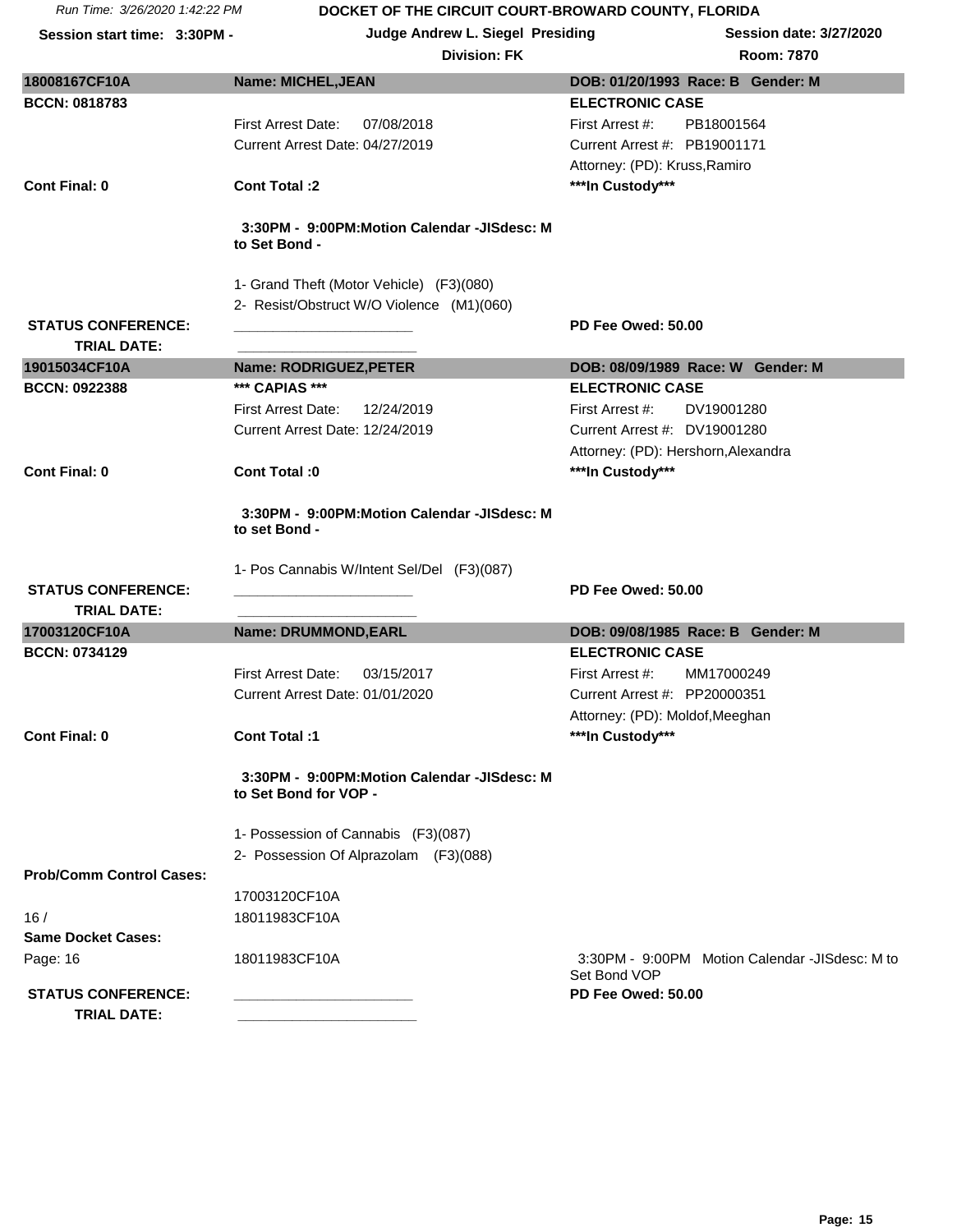DOCKET OF THE CIRCUIT COURT-BROWARD COUNTY, FLORIDA

Run Time: 3/26/2020 1:42:22 PM

Session start time: 3:30PM - | Judge Andrew L. Siegel Presiding | Session date: 3/27/2020

Division: FK | Room: 7870

---

**18008167CF10A** | **Name: MICHEL,JEAN** | **DOB: 01/20/1993 Race: B Gender: M**

**BCCN: 0818783** | **ELECTRONIC CASE**

First Arrest Date: 07/08/2018 | First Arrest #: PB18001564

Current Arrest Date: 04/27/2019 | Current Arrest #: PB19001171

Attorney: (PD): Kruss,Ramiro

**Cont Final: 0** | **Cont Total :2** | *****In Custody*****

**3:30PM - 9:00PM:Motion Calendar -JISdesc: M to Set Bond -**

1- Grand Theft (Motor Vehicle) (F3)(080)
2- Resist/Obstruct W/O Violence (M1)(060)

**STATUS CONFERENCE:** ______________________ **PD Fee Owed: 50.00**

**TRIAL DATE:** ______________________

---

**19015034CF10A** | **Name: RODRIGUEZ,PETER** | **DOB: 08/09/1989 Race: W Gender: M**

**BCCN: 0922388** | ***** CAPIAS ***** | **ELECTRONIC CASE**

First Arrest Date: 12/24/2019 | First Arrest #: DV19001280

Current Arrest Date: 12/24/2019 | Current Arrest #: DV19001280

Attorney: (PD): Hershorn,Alexandra

**Cont Final: 0** | **Cont Total :0** | *****In Custody*****

**3:30PM - 9:00PM:Motion Calendar -JISdesc: M to set Bond -**

1- Pos Cannabis W/Intent Sel/Del (F3)(087)

**STATUS CONFERENCE:** ______________________ **PD Fee Owed: 50.00**

**TRIAL DATE:** ______________________

---

**17003120CF10A** | **Name: DRUMMOND,EARL** | **DOB: 09/08/1985 Race: B Gender: M**

**BCCN: 0734129** | **ELECTRONIC CASE**

First Arrest Date: 03/15/2017 | First Arrest #: MM17000249

Current Arrest Date: 01/01/2020 | Current Arrest #: PP20000351

Attorney: (PD): Moldof,Meeghan

**Cont Final: 0** | **Cont Total :1** | *****In Custody*****

**3:30PM - 9:00PM:Motion Calendar -JISdesc: M to Set Bond for VOP -**

1- Possession of Cannabis (F3)(087)
2- Possession Of Alprazolam (F3)(088)

**Prob/Comm Control Cases:**

17003120CF10A

16 / 18011983CF10A

**Same Docket Cases:**

Page: 16 | 18011983CF10A | 3:30PM - 9:00PM Motion Calendar -JISdesc: M to Set Bond VOP

**STATUS CONFERENCE:** ______________________ **PD Fee Owed: 50.00**

**TRIAL DATE:** ______________________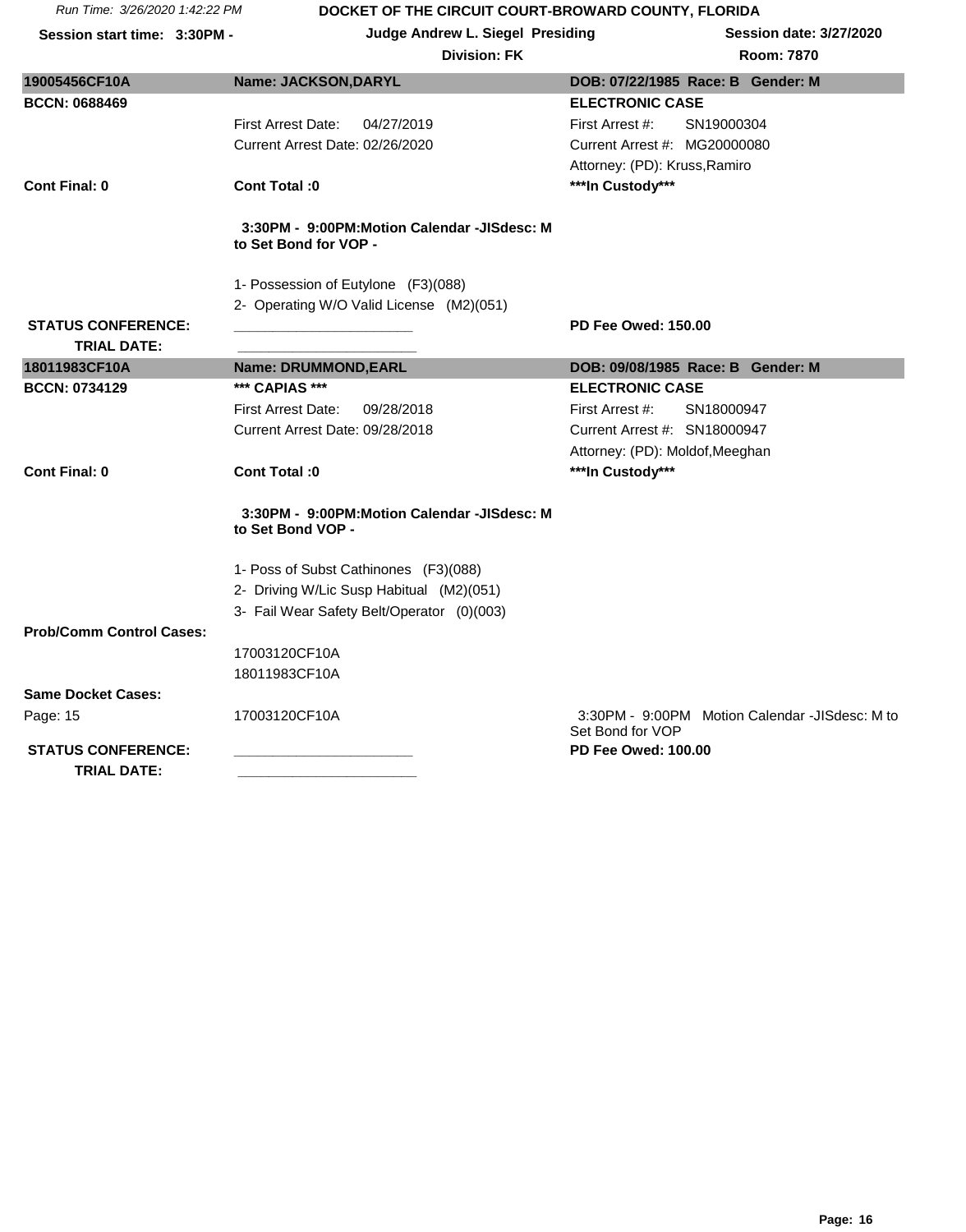Run Time: 3/26/2020 1:42:22 PM

**DOCKET OF THE CIRCUIT COURT-BROWARD COUNTY, FLORIDA**

**Session start time: 3:30PM -** | **Judge Andrew L. Siegel Presiding** | **Session date: 3/27/2020**

**Division: FK** | **Room: 7870**

| **19005456CF10A** | **Name: JACKSON,DARYL** | **DOB: 07/22/1985 Race: B Gender: M** |
|---|---|---|
| **BCCN: 0688469** | | **ELECTRONIC CASE** |
| | First Arrest Date: 04/27/2019 | First Arrest #: SN19000304 |
| | Current Arrest Date: 02/26/2020 | Current Arrest #: MG20000080 |
| | | Attorney: (PD): Kruss,Ramiro |
| **Cont Final: 0** | **Cont Total :0** | **\*\*\*In Custody\*\*\*** |
| | **3:30PM - 9:00PM:Motion Calendar -JISdesc: M to Set Bond for VOP -** | |
| | 1- Possession of Eutylone (F3)(088) | |
| | 2- Operating W/O Valid License (M2)(051) | |
| **STATUS CONFERENCE:** | ______________________ | **PD Fee Owed: 150.00** |
| **TRIAL DATE:** | ______________________ | |

| **18011983CF10A** | **Name: DRUMMOND,EARL** | **DOB: 09/08/1985 Race: B Gender: M** |
|---|---|---|
| **BCCN: 0734129** | **\*\*\* CAPIAS \*\*\*** | **ELECTRONIC CASE** |
| | First Arrest Date: 09/28/2018 | First Arrest #: SN18000947 |
| | Current Arrest Date: 09/28/2018 | Current Arrest #: SN18000947 |
| | | Attorney: (PD): Moldof,Meeghan |
| **Cont Final: 0** | **Cont Total :0** | **\*\*\*In Custody\*\*\*** |
| | **3:30PM - 9:00PM:Motion Calendar -JISdesc: M to Set Bond VOP -** | |
| | 1- Poss of Subst Cathinones (F3)(088) | |
| | 2- Driving W/Lic Susp Habitual (M2)(051) | |
| | 3- Fail Wear Safety Belt/Operator (0)(003) | |
| **Prob/Comm Control Cases:** | | |
| | 17003120CF10A | |
| | 18011983CF10A | |
| **Same Docket Cases:** | | |
| Page: 15 | 17003120CF10A | 3:30PM - 9:00PM Motion Calendar -JISdesc: M to Set Bond for VOP |
| **STATUS CONFERENCE:** | ______________________ | **PD Fee Owed: 100.00** |
| **TRIAL DATE:** | ______________________ | |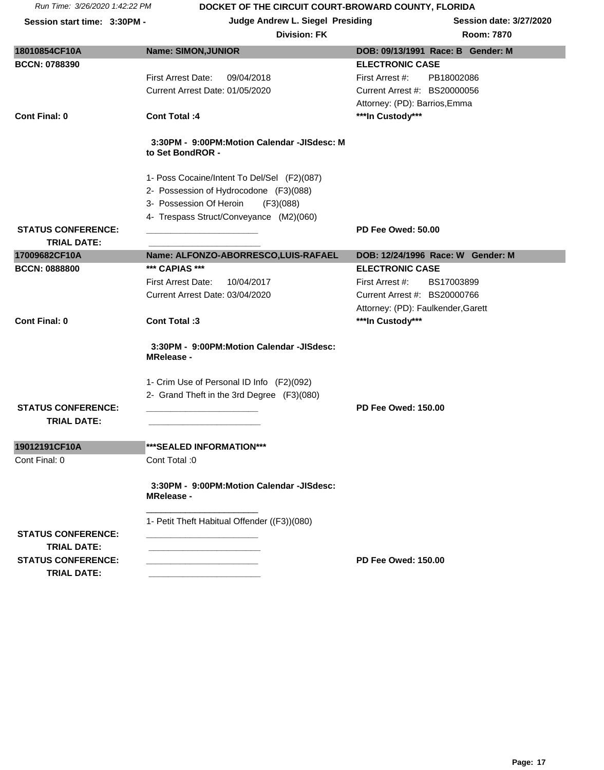Run Time: 3/26/2020 1:42:22 PM

**DOCKET OF THE CIRCUIT COURT-BROWARD COUNTY, FLORIDA**

**Session start time: 3:30PM -** | **Judge Andrew L. Siegel Presiding** | **Session date: 3/27/2020**

**Division: FK** | **Room: 7870**

---

**18010854CF10A** | **Name: SIMON,JUNIOR** | **DOB: 09/13/1991 Race: B Gender: M**

**BCCN: 0788390** | **ELECTRONIC CASE**

First Arrest Date: 09/04/2018 | First Arrest #: PB18002086

Current Arrest Date: 01/05/2020 | Current Arrest #: BS20000056

Attorney: (PD): Barrios,Emma

**Cont Final: 0** | **Cont Total :4** | **\*\*\*In Custody\*\*\***

**3:30PM - 9:00PM:Motion Calendar -JISdesc: M to Set BondROR -**

1- Poss Cocaine/Intent To Del/Sel (F2)(087)
2- Possession of Hydrocodone (F3)(088)
3- Possession Of Heroin (F3)(088)
4- Trespass Struct/Conveyance (M2)(060)

**STATUS CONFERENCE:** ______________________ **PD Fee Owed: 50.00**

**TRIAL DATE:** ______________________

---

**17009682CF10A** | **Name: ALFONZO-ABORRESCO,LUIS-RAFAEL** | **DOB: 12/24/1996 Race: W Gender: M**

**BCCN: 0888800** | **\*\*\* CAPIAS \*\*\*** | **ELECTRONIC CASE**

First Arrest Date: 10/04/2017 | First Arrest #: BS17003899

Current Arrest Date: 03/04/2020 | Current Arrest #: BS20000766

Attorney: (PD): Faulkender,Garett

**Cont Final: 0** | **Cont Total :3** | **\*\*\*In Custody\*\*\***

**3:30PM - 9:00PM:Motion Calendar -JISdesc: MRelease -**

1- Crim Use of Personal ID Info (F2)(092)
2- Grand Theft in the 3rd Degree (F3)(080)

**STATUS CONFERENCE:** ______________________ **PD Fee Owed: 150.00**

**TRIAL DATE:** ______________________

---

**19012191CF10A** | **\*\*\*SEALED INFORMATION\*\*\***

Cont Final: 0 | Cont Total :0

**3:30PM - 9:00PM:Motion Calendar -JISdesc: MRelease -**

______________________

1- Petit Theft Habitual Offender ((F3))(080)

**STATUS CONFERENCE:** ______________________

**TRIAL DATE:** ______________________

**STATUS CONFERENCE:** ______________________ **PD Fee Owed: 150.00**

**TRIAL DATE:** ______________________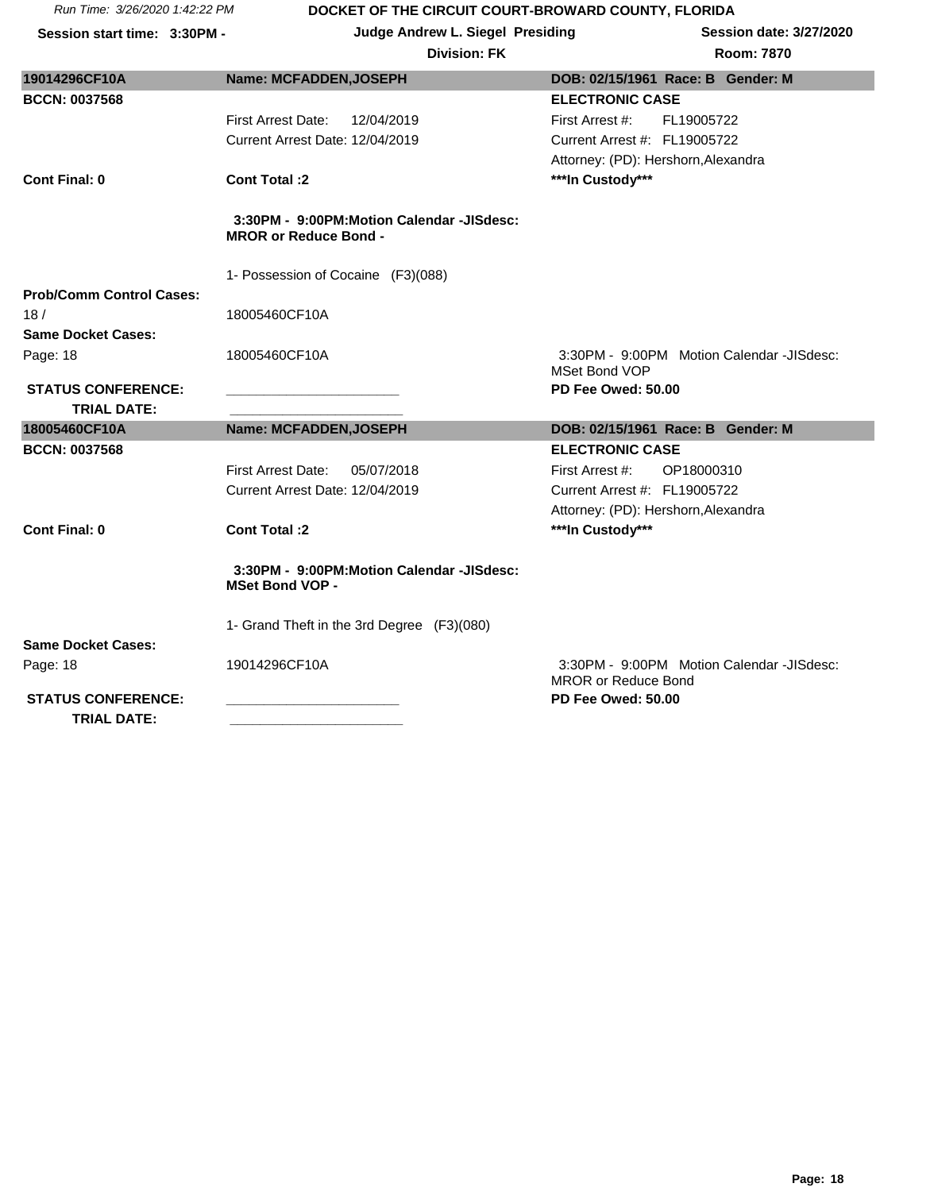Run Time: 3/26/2020 1:42:22 PM

**DOCKET OF THE CIRCUIT COURT-BROWARD COUNTY, FLORIDA**

**Session start time: 3:30PM -** | **Judge Andrew L. Siegel Presiding** | **Session date: 3/27/2020**

**Division: FK** | **Room: 7870**

| **19014296CF10A** | **Name: MCFADDEN,JOSEPH** | **DOB: 02/15/1961 Race: B Gender: M** |
|---|---|---|
| **BCCN: 0037568** | | **ELECTRONIC CASE** |
| | First Arrest Date: 12/04/2019 | First Arrest #: FL19005722 |
| | Current Arrest Date: 12/04/2019 | Current Arrest #: FL19005722 |
| | | Attorney: (PD): Hershorn,Alexandra |
| **Cont Final: 0** | **Cont Total :2** | **\*\*\*In Custody\*\*\*** |
| | **3:30PM - 9:00PM:Motion Calendar -JISdesc: MROR or Reduce Bond -** | |
| | 1- Possession of Cocaine (F3)(088) | |
| **Prob/Comm Control Cases:** | | |
| 18 / | 18005460CF10A | |
| **Same Docket Cases:** | | |
| Page: 18 | 18005460CF10A | 3:30PM - 9:00PM Motion Calendar -JISdesc: MSet Bond VOP |
| **STATUS CONFERENCE:** | ______________________ | **PD Fee Owed: 50.00** |
| **TRIAL DATE:** | ______________________ | |

| **18005460CF10A** | **Name: MCFADDEN,JOSEPH** | **DOB: 02/15/1961 Race: B Gender: M** |
|---|---|---|
| **BCCN: 0037568** | | **ELECTRONIC CASE** |
| | First Arrest Date: 05/07/2018 | First Arrest #: OP18000310 |
| | Current Arrest Date: 12/04/2019 | Current Arrest #: FL19005722 |
| | | Attorney: (PD): Hershorn,Alexandra |
| **Cont Final: 0** | **Cont Total :2** | **\*\*\*In Custody\*\*\*** |
| | **3:30PM - 9:00PM:Motion Calendar -JISdesc: MSet Bond VOP -** | |
| | 1- Grand Theft in the 3rd Degree (F3)(080) | |
| **Same Docket Cases:** | | |
| Page: 18 | 19014296CF10A | 3:30PM - 9:00PM Motion Calendar -JISdesc: MROR or Reduce Bond |
| **STATUS CONFERENCE:** | ______________________ | **PD Fee Owed: 50.00** |
| **TRIAL DATE:** | ______________________ | |